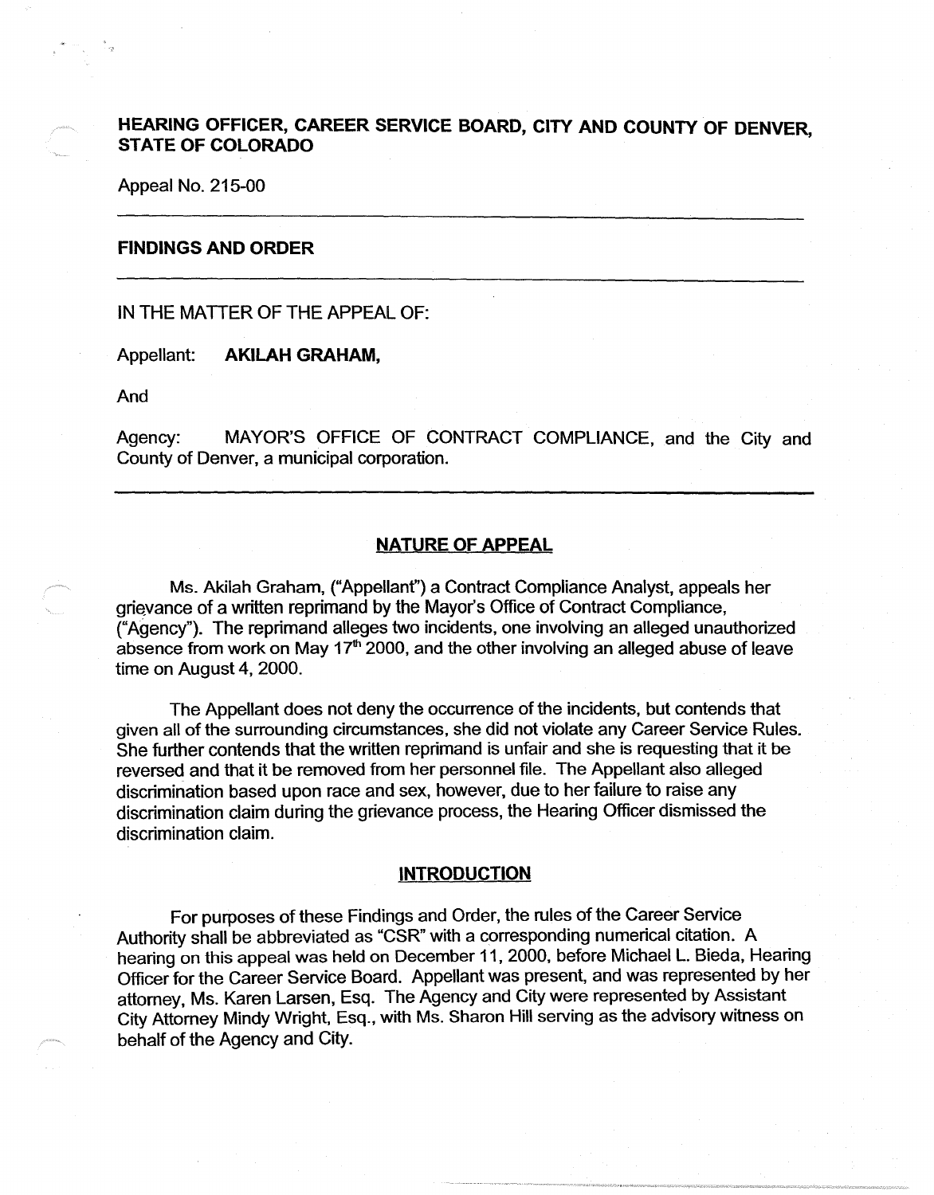# HEARING OFFICER, CAREER SERVICE BOARD, CITY AND COUNTY OF DENVER, STATE OF COLORADO

Appeal No. 215-00

---

## FINDINGS AND ORDER

---

IN THE MATTER OF THE APPEAL OF:

Appellant: **AKILAH GRAHAM,**

And

Agency: MAYOR'S OFFICE OF CONTRACT COMPLIANCE, and the City and County of Denver, a municipal corporation.

---

### NATURE OF APPEAL

Ms. Akilah Graham, ("Appellant") a Contract Compliance Analyst, appeals her grievance of a written reprimand by the Mayor's Office of Contract Compliance, ("Agency"). The reprimand alleges two incidents, one involving an alleged unauthorized absence from work on May 17th 2000, and the other involving an alleged abuse of leave time on August 4, 2000.

The Appellant does not deny the occurrence of the incidents, but contends that given all of the surrounding circumstances, she did not violate any Career Service Rules. She further contends that the written reprimand is unfair and she is requesting that it be reversed and that it be removed from her personnel file. The Appellant also alleged discrimination based upon race and sex, however, due to her failure to raise any discrimination claim during the grievance process, the Hearing Officer dismissed the discrimination claim.

### INTRODUCTION

For purposes of these Findings and Order, the rules of the Career Service Authority shall be abbreviated as "CSR" with a corresponding numerical citation. A hearing on this appeal was held on December 11, 2000, before Michael L. Bieda, Hearing Officer for the Career Service Board. Appellant was present, and was represented by her attorney, Ms. Karen Larsen, Esq. The Agency and City were represented by Assistant City Attorney Mindy Wright, Esq., with Ms. Sharon Hill serving as the advisory witness on behalf of the Agency and City.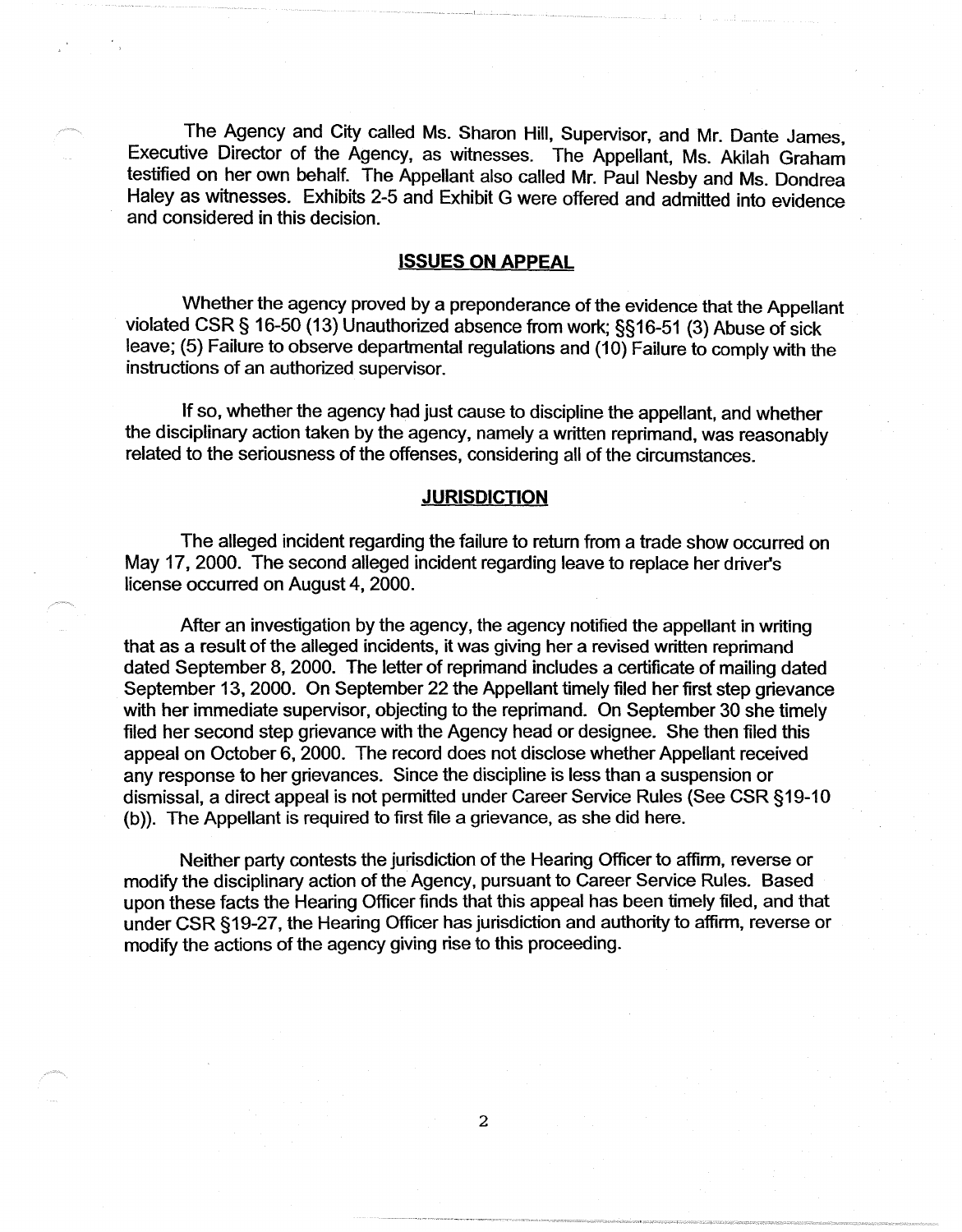The Agency and City called Ms. Sharon Hill, Supervisor, and Mr. Dante James, Executive Director of the Agency, as witnesses. The Appellant, Ms. Akilah Graham testified on her own behalf. The Appellant also called Mr. Paul Nesby and Ms. Dondrea Haley as witnesses. Exhibits 2-5 and Exhibit G were offered and admitted into evidence and considered in this decision.

## ISSUES ON APPEAL

Whether the agency proved by a preponderance of the evidence that the Appellant violated CSR § 16-50 (13) Unauthorized absence from work; §§16-51 (3) Abuse of sick leave; (5) Failure to observe departmental regulations and (10) Failure to comply with the instructions of an authorized supervisor.

If so, whether the agency had just cause to discipline the appellant, and whether the disciplinary action taken by the agency, namely a written reprimand, was reasonably related to the seriousness of the offenses, considering all of the circumstances.

## JURISDICTION

The alleged incident regarding the failure to return from a trade show occurred on May 17, 2000. The second alleged incident regarding leave to replace her driver's license occurred on August 4, 2000.

After an investigation by the agency, the agency notified the appellant in writing that as a result of the alleged incidents, it was giving her a revised written reprimand dated September 8, 2000. The letter of reprimand includes a certificate of mailing dated September 13, 2000. On September 22 the Appellant timely filed her first step grievance with her immediate supervisor, objecting to the reprimand. On September 30 she timely filed her second step grievance with the Agency head or designee. She then filed this appeal on October 6, 2000. The record does not disclose whether Appellant received any response to her grievances. Since the discipline is less than a suspension or dismissal, a direct appeal is not permitted under Career Service Rules (See CSR §19-10 (b)). The Appellant is required to first file a grievance, as she did here.

Neither party contests the jurisdiction of the Hearing Officer to affirm, reverse or modify the disciplinary action of the Agency, pursuant to Career Service Rules. Based upon these facts the Hearing Officer finds that this appeal has been timely filed, and that under CSR §19-27, the Hearing Officer has jurisdiction and authority to affirm, reverse or modify the actions of the agency giving rise to this proceeding.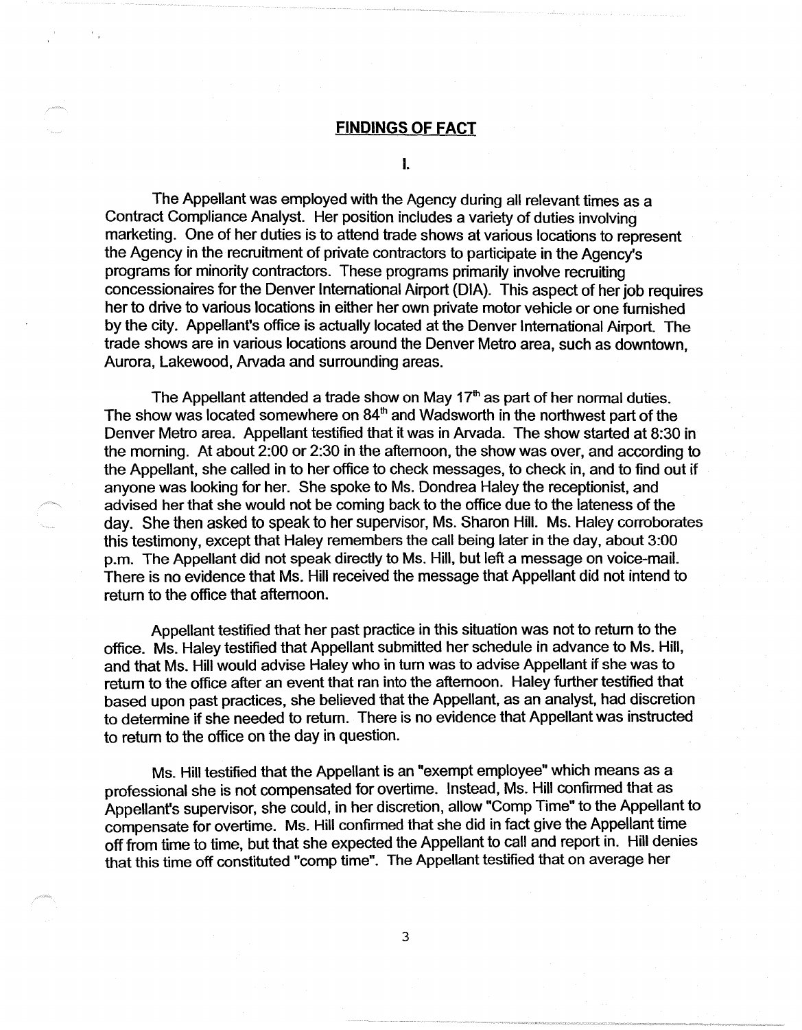## FINDINGS OF FACT

### I.

The Appellant was employed with the Agency during all relevant times as a Contract Compliance Analyst. Her position includes a variety of duties involving marketing. One of her duties is to attend trade shows at various locations to represent the Agency in the recruitment of private contractors to participate in the Agency's programs for minority contractors. These programs primarily involve recruiting concessionaires for the Denver International Airport (DIA). This aspect of her job requires her to drive to various locations in either her own private motor vehicle or one furnished by the city. Appellant's office is actually located at the Denver International Airport. The trade shows are in various locations around the Denver Metro area, such as downtown, Aurora, Lakewood, Arvada and surrounding areas.

The Appellant attended a trade show on May 17th as part of her normal duties. The show was located somewhere on 84th and Wadsworth in the northwest part of the Denver Metro area. Appellant testified that it was in Arvada. The show started at 8:30 in the morning. At about 2:00 or 2:30 in the afternoon, the show was over, and according to the Appellant, she called in to her office to check messages, to check in, and to find out if anyone was looking for her. She spoke to Ms. Dondrea Haley the receptionist, and advised her that she would not be coming back to the office due to the lateness of the day. She then asked to speak to her supervisor, Ms. Sharon Hill. Ms. Haley corroborates this testimony, except that Haley remembers the call being later in the day, about 3:00 p.m. The Appellant did not speak directly to Ms. Hill, but left a message on voice-mail. There is no evidence that Ms. Hill received the message that Appellant did not intend to return to the office that afternoon.

Appellant testified that her past practice in this situation was not to return to the office. Ms. Haley testified that Appellant submitted her schedule in advance to Ms. Hill, and that Ms. Hill would advise Haley who in turn was to advise Appellant if she was to return to the office after an event that ran into the afternoon. Haley further testified that based upon past practices, she believed that the Appellant, as an analyst, had discretion to determine if she needed to return. There is no evidence that Appellant was instructed to return to the office on the day in question.

Ms. Hill testified that the Appellant is an "exempt employee" which means as a professional she is not compensated for overtime. Instead, Ms. Hill confirmed that as Appellant's supervisor, she could, in her discretion, allow "Comp Time" to the Appellant to compensate for overtime. Ms. Hill confirmed that she did in fact give the Appellant time off from time to time, but that she expected the Appellant to call and report in. Hill denies that this time off constituted "comp time". The Appellant testified that on average her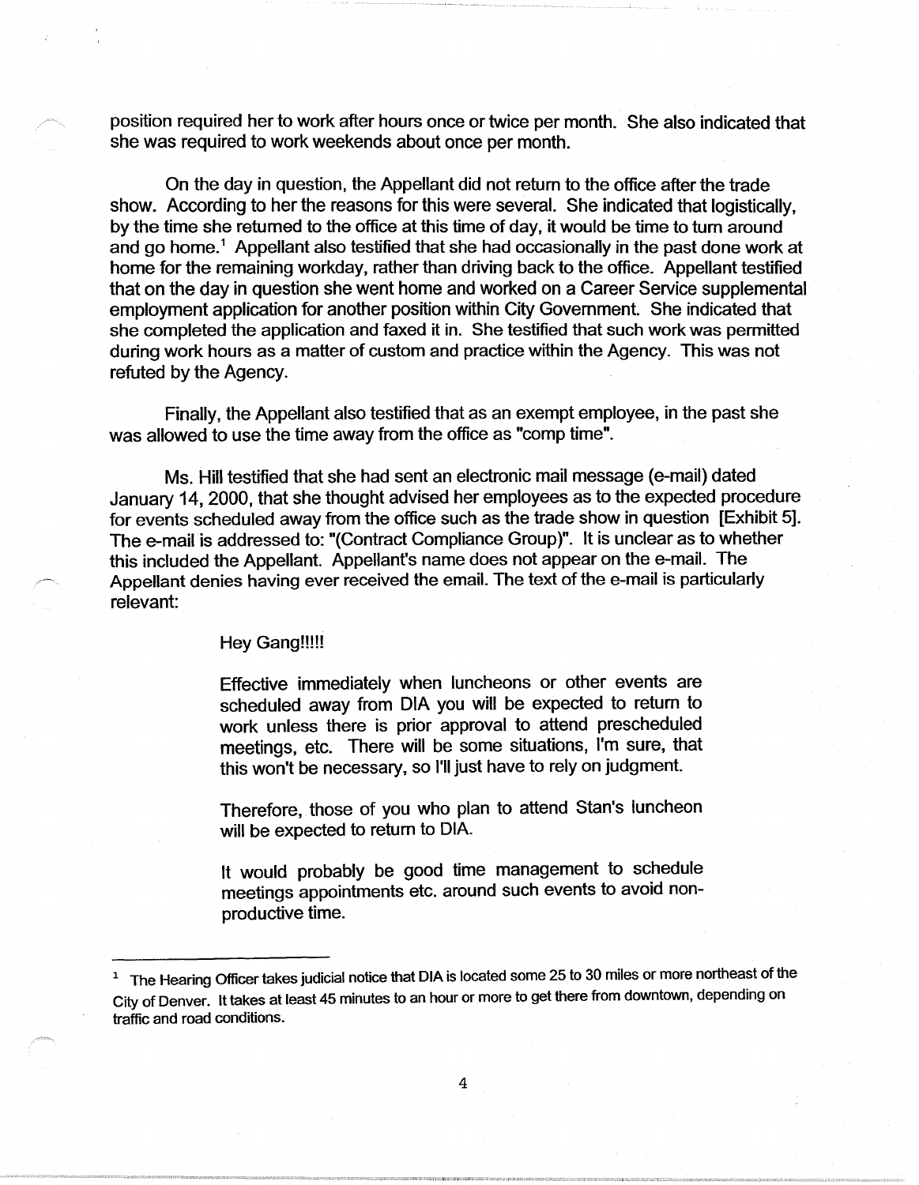position required her to work after hours once or twice per month. She also indicated that she was required to work weekends about once per month.

On the day in question, the Appellant did not return to the office after the trade show. According to her the reasons for this were several. She indicated that logistically, by the time she returned to the office at this time of day, it would be time to turn around and go home.[1] Appellant also testified that she had occasionally in the past done work at home for the remaining workday, rather than driving back to the office. Appellant testified that on the day in question she went home and worked on a Career Service supplemental employment application for another position within City Government. She indicated that she completed the application and faxed it in. She testified that such work was permitted during work hours as a matter of custom and practice within the Agency. This was not refuted by the Agency.

Finally, the Appellant also testified that as an exempt employee, in the past she was allowed to use the time away from the office as "comp time".

Ms. Hill testified that she had sent an electronic mail message (e-mail) dated January 14, 2000, that she thought advised her employees as to the expected procedure for events scheduled away from the office such as the trade show in question [Exhibit 5]. The e-mail is addressed to: "(Contract Compliance Group)". It is unclear as to whether this included the Appellant. Appellant's name does not appear on the e-mail. The Appellant denies having ever received the email. The text of the e-mail is particularly relevant:

> Hey Gang!!!!!
>
> Effective immediately when luncheons or other events are scheduled away from DIA you will be expected to return to work unless there is prior approval to attend prescheduled meetings, etc. There will be some situations, I'm sure, that this won't be necessary, so I'll just have to rely on judgment.
>
> Therefore, those of you who plan to attend Stan's luncheon will be expected to return to DIA.
>
> It would probably be good time management to schedule meetings appointments etc. around such events to avoid non-productive time.

---

[1] The Hearing Officer takes judicial notice that DIA is located some 25 to 30 miles or more northeast of the City of Denver. It takes at least 45 minutes to an hour or more to get there from downtown, depending on traffic and road conditions.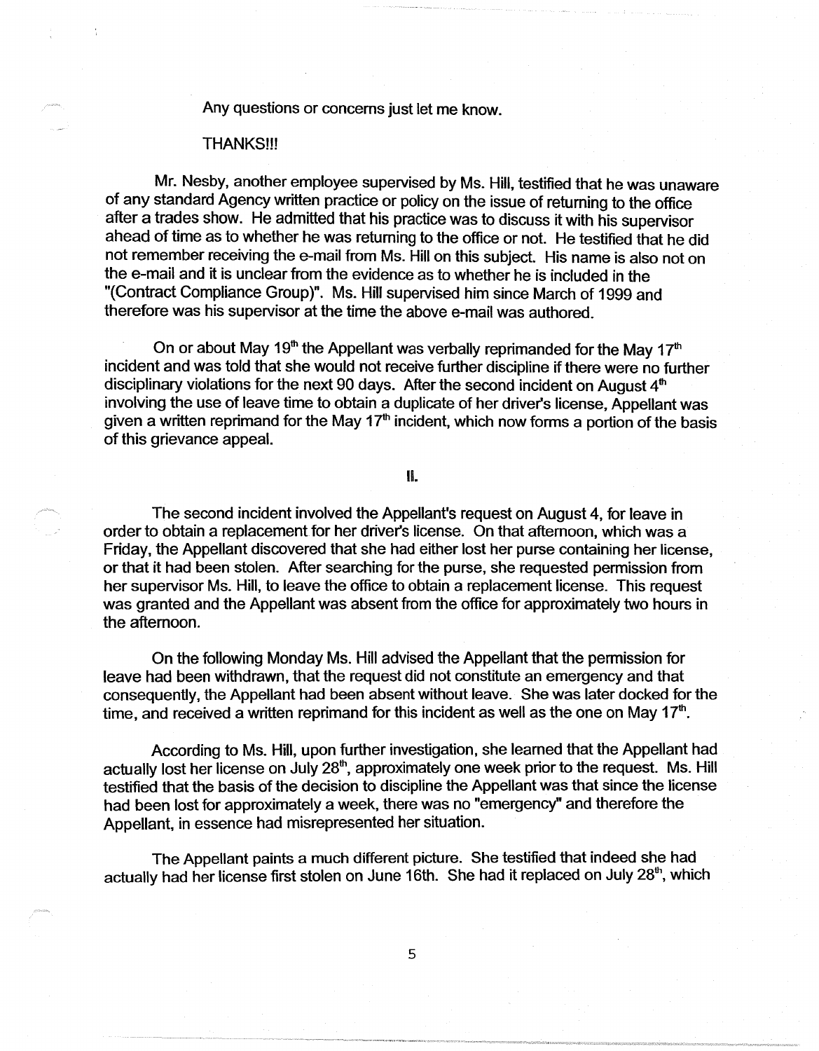Any questions or concerns just let me know.

THANKS!!!

Mr. Nesby, another employee supervised by Ms. Hill, testified that he was unaware of any standard Agency written practice or policy on the issue of returning to the office after a trades show. He admitted that his practice was to discuss it with his supervisor ahead of time as to whether he was returning to the office or not. He testified that he did not remember receiving the e-mail from Ms. Hill on this subject. His name is also not on the e-mail and it is unclear from the evidence as to whether he is included in the "(Contract Compliance Group)". Ms. Hill supervised him since March of 1999 and therefore was his supervisor at the time the above e-mail was authored.

On or about May 19th the Appellant was verbally reprimanded for the May 17th incident and was told that she would not receive further discipline if there were no further disciplinary violations for the next 90 days. After the second incident on August 4th involving the use of leave time to obtain a duplicate of her driver's license, Appellant was given a written reprimand for the May 17th incident, which now forms a portion of the basis of this grievance appeal.

II.

The second incident involved the Appellant's request on August 4, for leave in order to obtain a replacement for her driver's license. On that afternoon, which was a Friday, the Appellant discovered that she had either lost her purse containing her license, or that it had been stolen. After searching for the purse, she requested permission from her supervisor Ms. Hill, to leave the office to obtain a replacement license. This request was granted and the Appellant was absent from the office for approximately two hours in the afternoon.

On the following Monday Ms. Hill advised the Appellant that the permission for leave had been withdrawn, that the request did not constitute an emergency and that consequently, the Appellant had been absent without leave. She was later docked for the time, and received a written reprimand for this incident as well as the one on May 17th.

According to Ms. Hill, upon further investigation, she learned that the Appellant had actually lost her license on July 28th, approximately one week prior to the request. Ms. Hill testified that the basis of the decision to discipline the Appellant was that since the license had been lost for approximately a week, there was no "emergency" and therefore the Appellant, in essence had misrepresented her situation.

The Appellant paints a much different picture. She testified that indeed she had actually had her license first stolen on June 16th. She had it replaced on July 28th, which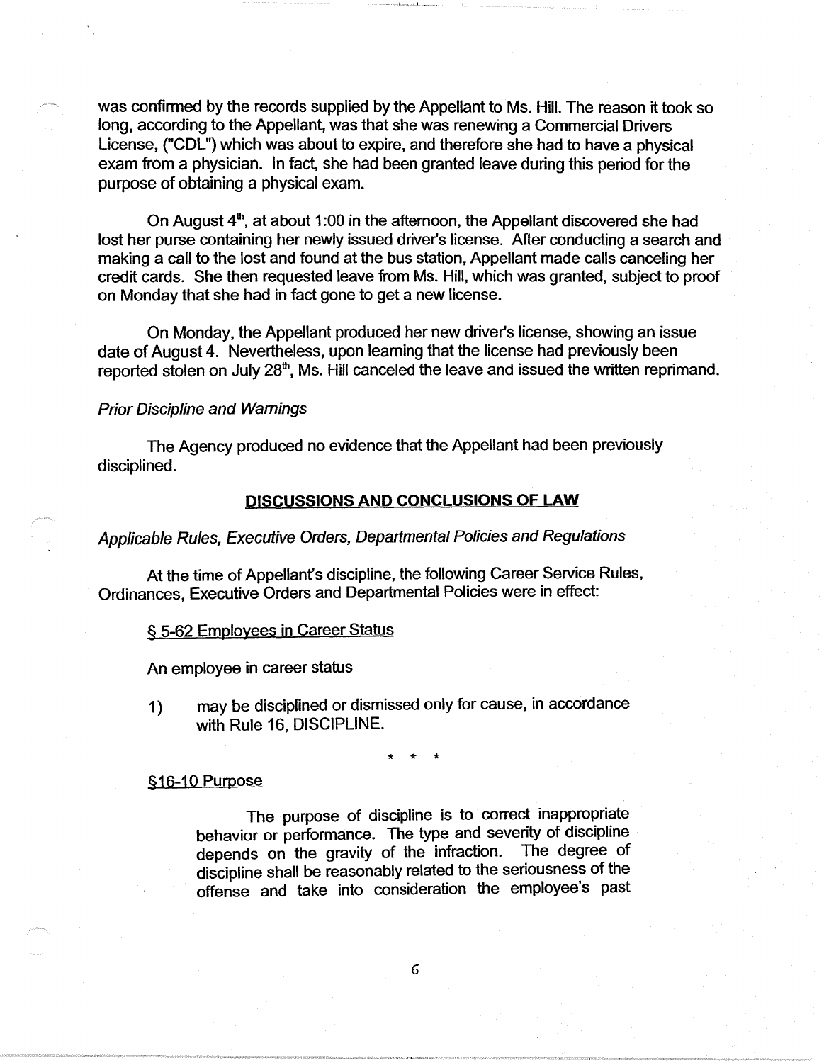was confirmed by the records supplied by the Appellant to Ms. Hill. The reason it took so long, according to the Appellant, was that she was renewing a Commercial Drivers License, ("CDL") which was about to expire, and therefore she had to have a physical exam from a physician. In fact, she had been granted leave during this period for the purpose of obtaining a physical exam.

On August 4th, at about 1:00 in the afternoon, the Appellant discovered she had lost her purse containing her newly issued driver's license. After conducting a search and making a call to the lost and found at the bus station, Appellant made calls canceling her credit cards. She then requested leave from Ms. Hill, which was granted, subject to proof on Monday that she had in fact gone to get a new license.

On Monday, the Appellant produced her new driver's license, showing an issue date of August 4. Nevertheless, upon learning that the license had previously been reported stolen on July 28th, Ms. Hill canceled the leave and issued the written reprimand.

*Prior Discipline and Warnings*

The Agency produced no evidence that the Appellant had been previously disciplined.

## DISCUSSIONS AND CONCLUSIONS OF LAW

*Applicable Rules, Executive Orders, Departmental Policies and Regulations*

At the time of Appellant's discipline, the following Career Service Rules, Ordinances, Executive Orders and Departmental Policies were in effect:

§ 5-62 Employees in Career Status

An employee in career status

1) may be disciplined or dismissed only for cause, in accordance with Rule 16, DISCIPLINE.

\* \* \*

§16-10 Purpose

> The purpose of discipline is to correct inappropriate behavior or performance. The type and severity of discipline depends on the gravity of the infraction. The degree of discipline shall be reasonably related to the seriousness of the offense and take into consideration the employee's past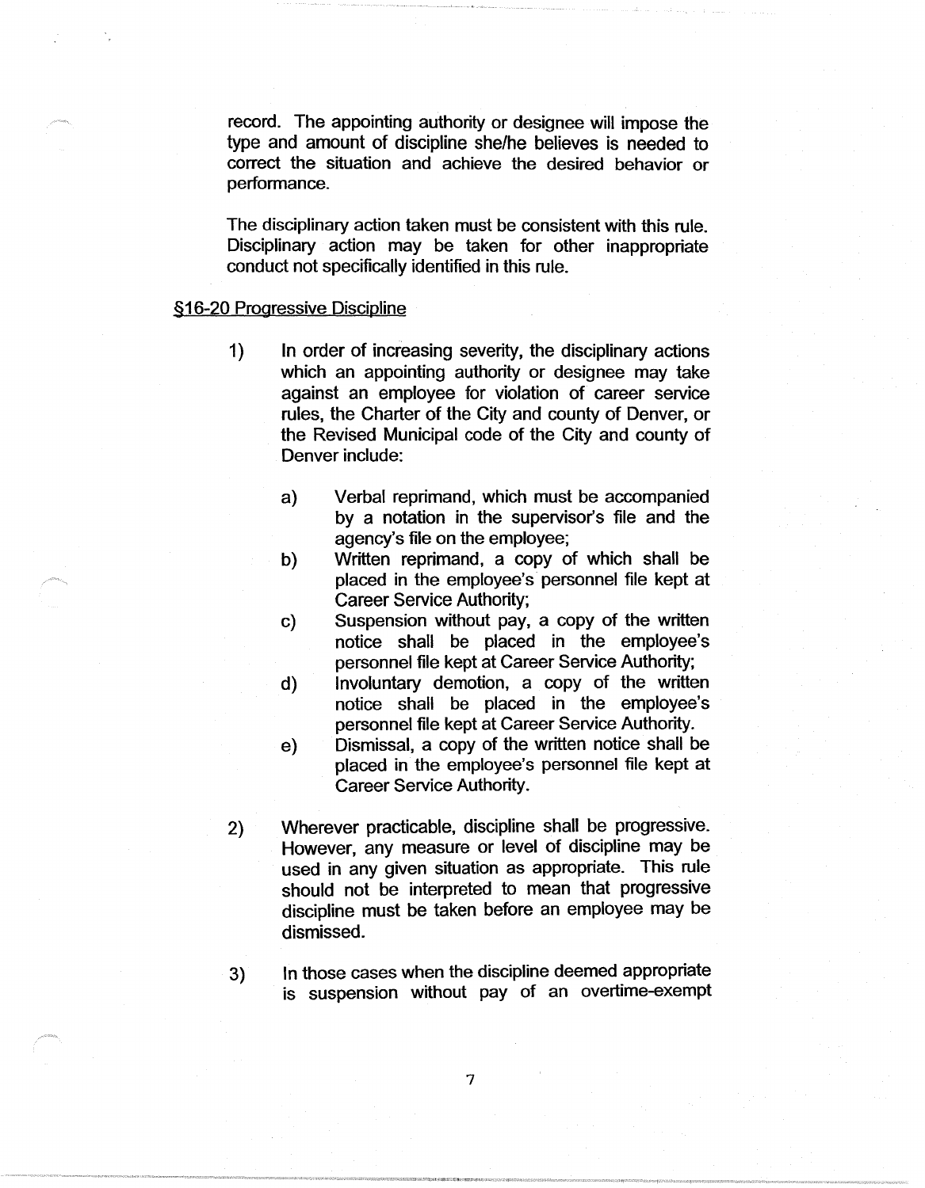record. The appointing authority or designee will impose the type and amount of discipline she/he believes is needed to correct the situation and achieve the desired behavior or performance.

The disciplinary action taken must be consistent with this rule. Disciplinary action may be taken for other inappropriate conduct not specifically identified in this rule.

§16-20 Progressive Discipline

1) In order of increasing severity, the disciplinary actions which an appointing authority or designee may take against an employee for violation of career service rules, the Charter of the City and county of Denver, or the Revised Municipal code of the City and county of Denver include:

   a) Verbal reprimand, which must be accompanied by a notation in the supervisor's file and the agency's file on the employee;
   b) Written reprimand, a copy of which shall be placed in the employee's personnel file kept at Career Service Authority;
   c) Suspension without pay, a copy of the written notice shall be placed in the employee's personnel file kept at Career Service Authority;
   d) Involuntary demotion, a copy of the written notice shall be placed in the employee's personnel file kept at Career Service Authority.
   e) Dismissal, a copy of the written notice shall be placed in the employee's personnel file kept at Career Service Authority.

2) Wherever practicable, discipline shall be progressive. However, any measure or level of discipline may be used in any given situation as appropriate. This rule should not be interpreted to mean that progressive discipline must be taken before an employee may be dismissed.

3) In those cases when the discipline deemed appropriate is suspension without pay of an overtime-exempt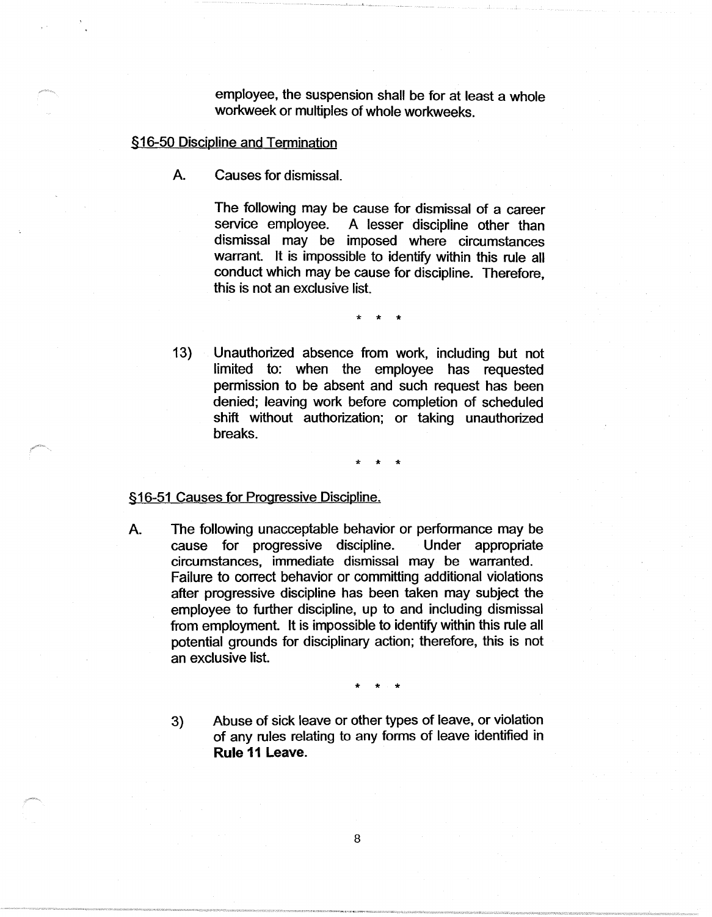employee, the suspension shall be for at least a whole workweek or multiples of whole workweeks.

§16-50 Discipline and Termination

A. Causes for dismissal.

The following may be cause for dismissal of a career service employee. A lesser discipline other than dismissal may be imposed where circumstances warrant. It is impossible to identify within this rule all conduct which may be cause for discipline. Therefore, this is not an exclusive list.

\* \* \*

13) Unauthorized absence from work, including but not limited to: when the employee has requested permission to be absent and such request has been denied; leaving work before completion of scheduled shift without authorization; or taking unauthorized breaks.

\* \* \*

§16-51 Causes for Progressive Discipline.

A. The following unacceptable behavior or performance may be cause for progressive discipline. Under appropriate circumstances, immediate dismissal may be warranted. Failure to correct behavior or committing additional violations after progressive discipline has been taken may subject the employee to further discipline, up to and including dismissal from employment. It is impossible to identify within this rule all potential grounds for disciplinary action; therefore, this is not an exclusive list.

\* \* \*

3) Abuse of sick leave or other types of leave, or violation of any rules relating to any forms of leave identified in **Rule 11 Leave.**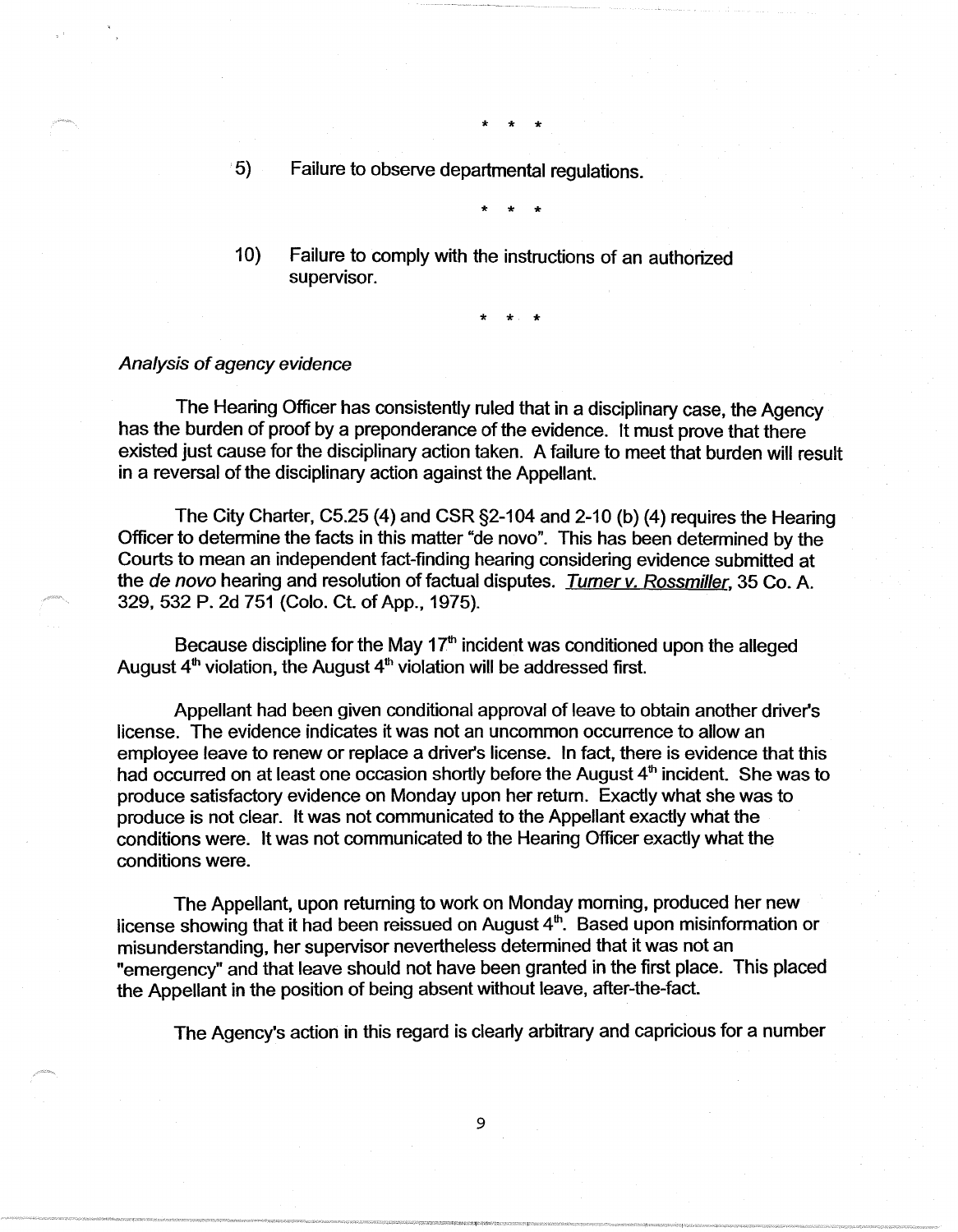\* \* \*

5) Failure to observe departmental regulations.

\* \* \*

10) Failure to comply with the instructions of an authorized supervisor.

\* \* \*

*Analysis of agency evidence*

The Hearing Officer has consistently ruled that in a disciplinary case, the Agency has the burden of proof by a preponderance of the evidence. It must prove that there existed just cause for the disciplinary action taken. A failure to meet that burden will result in a reversal of the disciplinary action against the Appellant.

The City Charter, C5.25 (4) and CSR §2-104 and 2-10 (b) (4) requires the Hearing Officer to determine the facts in this matter "de novo". This has been determined by the Courts to mean an independent fact-finding hearing considering evidence submitted at the *de novo* hearing and resolution of factual disputes. Turner v. Rossmiller, 35 Co. A. 329, 532 P. 2d 751 (Colo. Ct. of App., 1975).

Because discipline for the May 17th incident was conditioned upon the alleged August 4th violation, the August 4th violation will be addressed first.

Appellant had been given conditional approval of leave to obtain another driver's license. The evidence indicates it was not an uncommon occurrence to allow an employee leave to renew or replace a driver's license. In fact, there is evidence that this had occurred on at least one occasion shortly before the August 4th incident. She was to produce satisfactory evidence on Monday upon her return. Exactly what she was to produce is not clear. It was not communicated to the Appellant exactly what the conditions were. It was not communicated to the Hearing Officer exactly what the conditions were.

The Appellant, upon returning to work on Monday morning, produced her new license showing that it had been reissued on August 4th. Based upon misinformation or misunderstanding, her supervisor nevertheless determined that it was not an "emergency" and that leave should not have been granted in the first place. This placed the Appellant in the position of being absent without leave, after-the-fact.

The Agency's action in this regard is clearly arbitrary and capricious for a number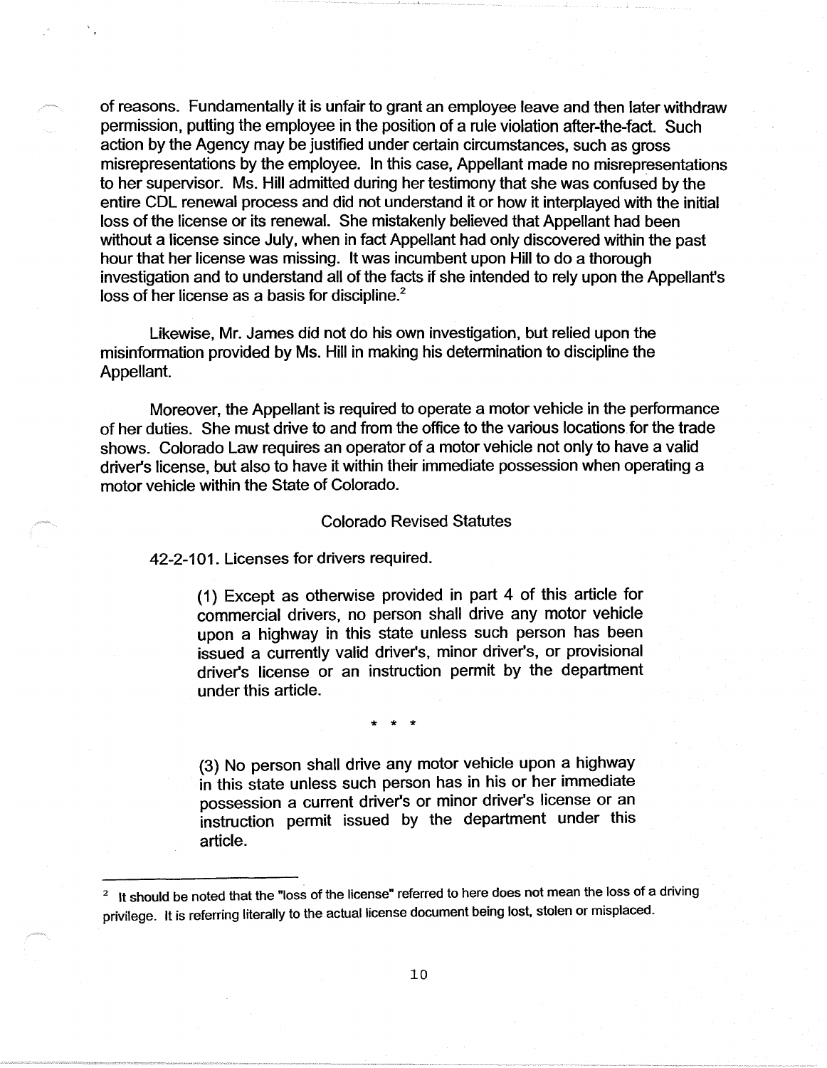of reasons. Fundamentally it is unfair to grant an employee leave and then later withdraw permission, putting the employee in the position of a rule violation after-the-fact. Such action by the Agency may be justified under certain circumstances, such as gross misrepresentations by the employee. In this case, Appellant made no misrepresentations to her supervisor. Ms. Hill admitted during her testimony that she was confused by the entire CDL renewal process and did not understand it or how it interplayed with the initial loss of the license or its renewal. She mistakenly believed that Appellant had been without a license since July, when in fact Appellant had only discovered within the past hour that her license was missing. It was incumbent upon Hill to do a thorough investigation and to understand all of the facts if she intended to rely upon the Appellant's loss of her license as a basis for discipline.[2]

Likewise, Mr. James did not do his own investigation, but relied upon the misinformation provided by Ms. Hill in making his determination to discipline the Appellant.

Moreover, the Appellant is required to operate a motor vehicle in the performance of her duties. She must drive to and from the office to the various locations for the trade shows. Colorado Law requires an operator of a motor vehicle not only to have a valid driver's license, but also to have it within their immediate possession when operating a motor vehicle within the State of Colorado.

Colorado Revised Statutes

42-2-101. Licenses for drivers required.

> (1) Except as otherwise provided in part 4 of this article for commercial drivers, no person shall drive any motor vehicle upon a highway in this state unless such person has been issued a currently valid driver's, minor driver's, or provisional driver's license or an instruction permit by the department under this article.
>
> \* \* \*
>
> (3) No person shall drive any motor vehicle upon a highway in this state unless such person has in his or her immediate possession a current driver's or minor driver's license or an instruction permit issued by the department under this article.

---

[2] It should be noted that the "loss of the license" referred to here does not mean the loss of a driving privilege. It is referring literally to the actual license document being lost, stolen or misplaced.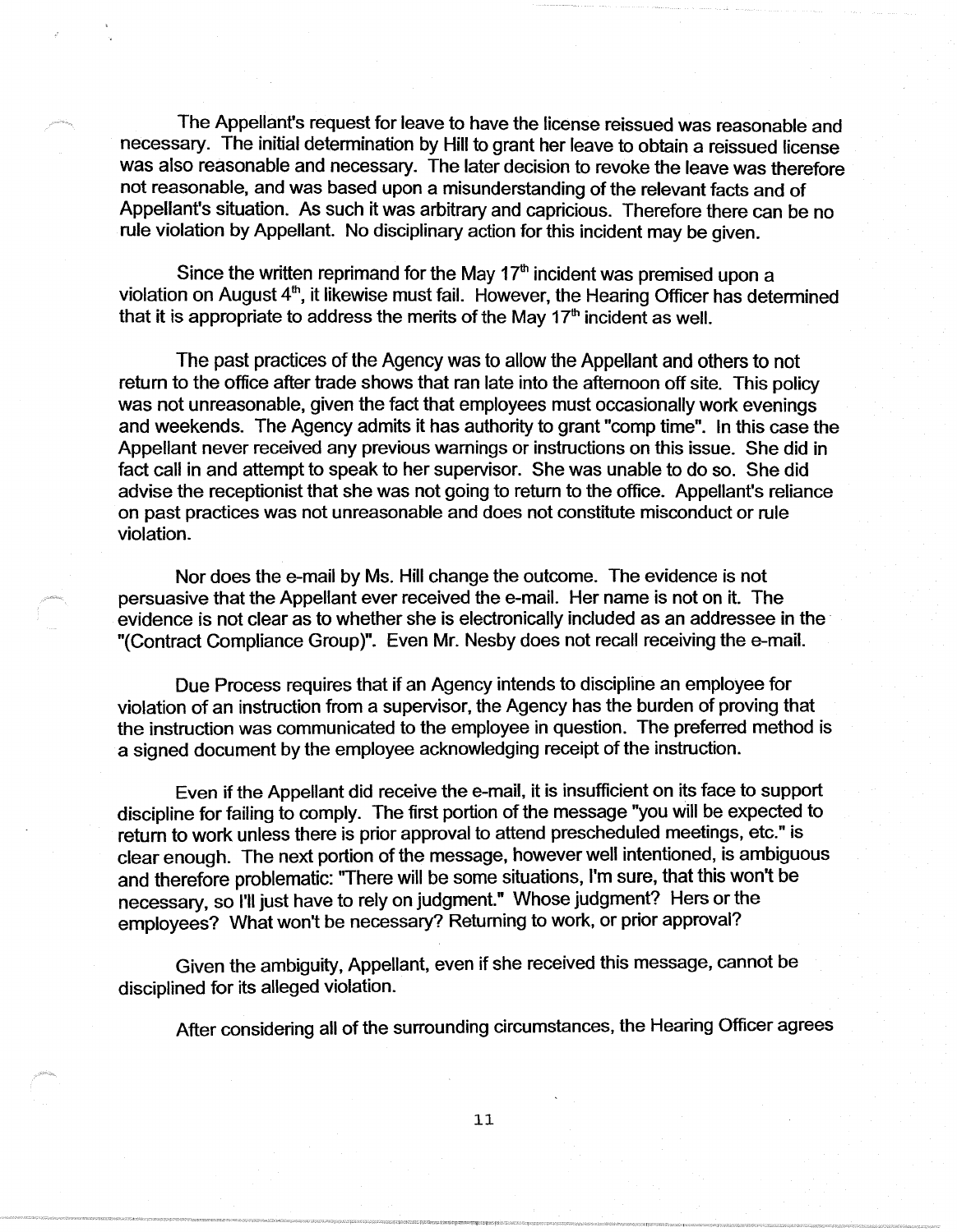The Appellant's request for leave to have the license reissued was reasonable and necessary. The initial determination by Hill to grant her leave to obtain a reissued license was also reasonable and necessary. The later decision to revoke the leave was therefore not reasonable, and was based upon a misunderstanding of the relevant facts and of Appellant's situation. As such it was arbitrary and capricious. Therefore there can be no rule violation by Appellant. No disciplinary action for this incident may be given.

Since the written reprimand for the May 17th incident was premised upon a violation on August 4th, it likewise must fail. However, the Hearing Officer has determined that it is appropriate to address the merits of the May 17th incident as well.

The past practices of the Agency was to allow the Appellant and others to not return to the office after trade shows that ran late into the afternoon off site. This policy was not unreasonable, given the fact that employees must occasionally work evenings and weekends. The Agency admits it has authority to grant "comp time". In this case the Appellant never received any previous warnings or instructions on this issue. She did in fact call in and attempt to speak to her supervisor. She was unable to do so. She did advise the receptionist that she was not going to return to the office. Appellant's reliance on past practices was not unreasonable and does not constitute misconduct or rule violation.

Nor does the e-mail by Ms. Hill change the outcome. The evidence is not persuasive that the Appellant ever received the e-mail. Her name is not on it. The evidence is not clear as to whether she is electronically included as an addressee in the "(Contract Compliance Group)". Even Mr. Nesby does not recall receiving the e-mail.

Due Process requires that if an Agency intends to discipline an employee for violation of an instruction from a supervisor, the Agency has the burden of proving that the instruction was communicated to the employee in question. The preferred method is a signed document by the employee acknowledging receipt of the instruction.

Even if the Appellant did receive the e-mail, it is insufficient on its face to support discipline for failing to comply. The first portion of the message "you will be expected to return to work unless there is prior approval to attend prescheduled meetings, etc." is clear enough. The next portion of the message, however well intentioned, is ambiguous and therefore problematic: "There will be some situations, I'm sure, that this won't be necessary, so I'll just have to rely on judgment." Whose judgment? Hers or the employees? What won't be necessary? Returning to work, or prior approval?

Given the ambiguity, Appellant, even if she received this message, cannot be disciplined for its alleged violation.

After considering all of the surrounding circumstances, the Hearing Officer agrees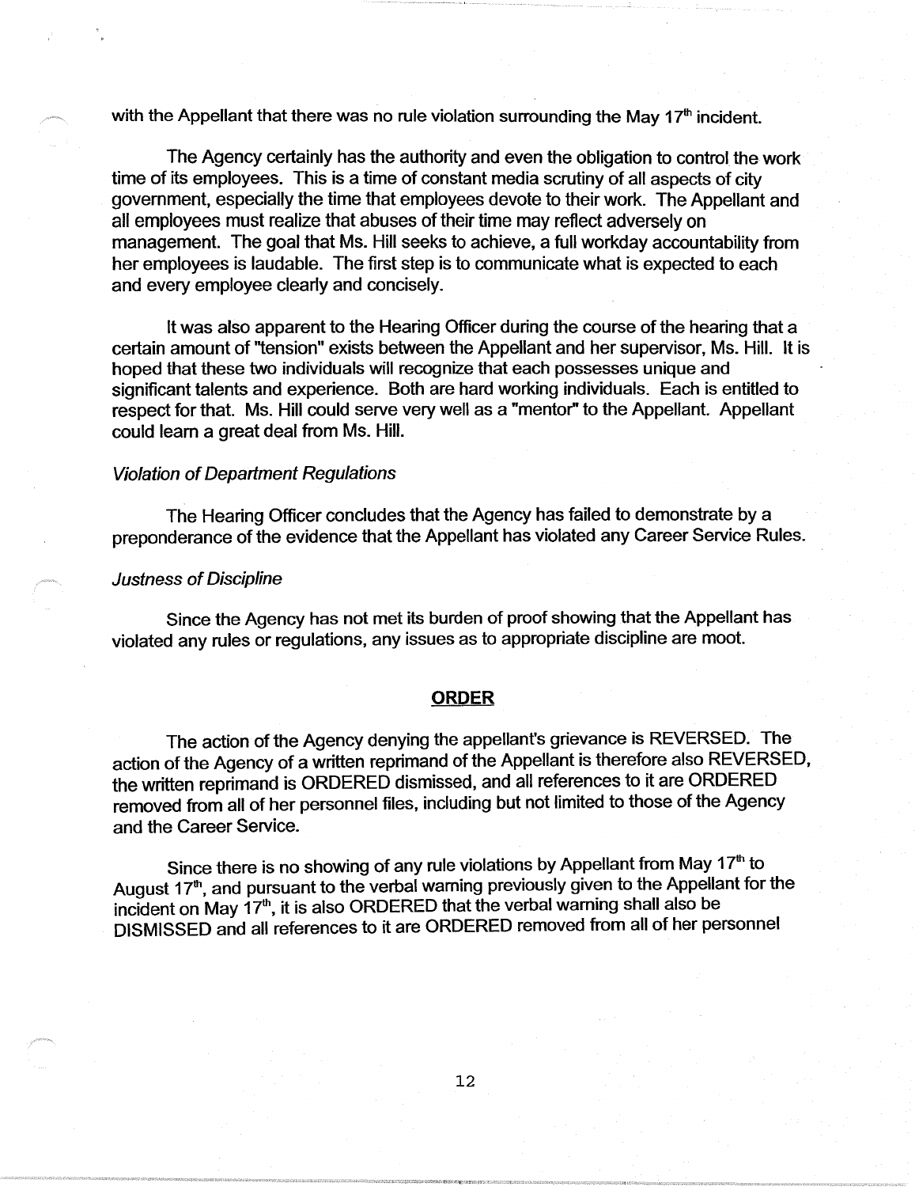with the Appellant that there was no rule violation surrounding the May 17th incident.

The Agency certainly has the authority and even the obligation to control the work time of its employees. This is a time of constant media scrutiny of all aspects of city government, especially the time that employees devote to their work. The Appellant and all employees must realize that abuses of their time may reflect adversely on management. The goal that Ms. Hill seeks to achieve, a full workday accountability from her employees is laudable. The first step is to communicate what is expected to each and every employee clearly and concisely.

It was also apparent to the Hearing Officer during the course of the hearing that a certain amount of "tension" exists between the Appellant and her supervisor, Ms. Hill. It is hoped that these two individuals will recognize that each possesses unique and significant talents and experience. Both are hard working individuals. Each is entitled to respect for that. Ms. Hill could serve very well as a "mentor" to the Appellant. Appellant could learn a great deal from Ms. Hill.

*Violation of Department Regulations*

The Hearing Officer concludes that the Agency has failed to demonstrate by a preponderance of the evidence that the Appellant has violated any Career Service Rules.

*Justness of Discipline*

Since the Agency has not met its burden of proof showing that the Appellant has violated any rules or regulations, any issues as to appropriate discipline are moot.

## ORDER

The action of the Agency denying the appellant's grievance is REVERSED. The action of the Agency of a written reprimand of the Appellant is therefore also REVERSED, the written reprimand is ORDERED dismissed, and all references to it are ORDERED removed from all of her personnel files, including but not limited to those of the Agency and the Career Service.

Since there is no showing of any rule violations by Appellant from May 17th to August 17th, and pursuant to the verbal warning previously given to the Appellant for the incident on May 17th, it is also ORDERED that the verbal warning shall also be DISMISSED and all references to it are ORDERED removed from all of her personnel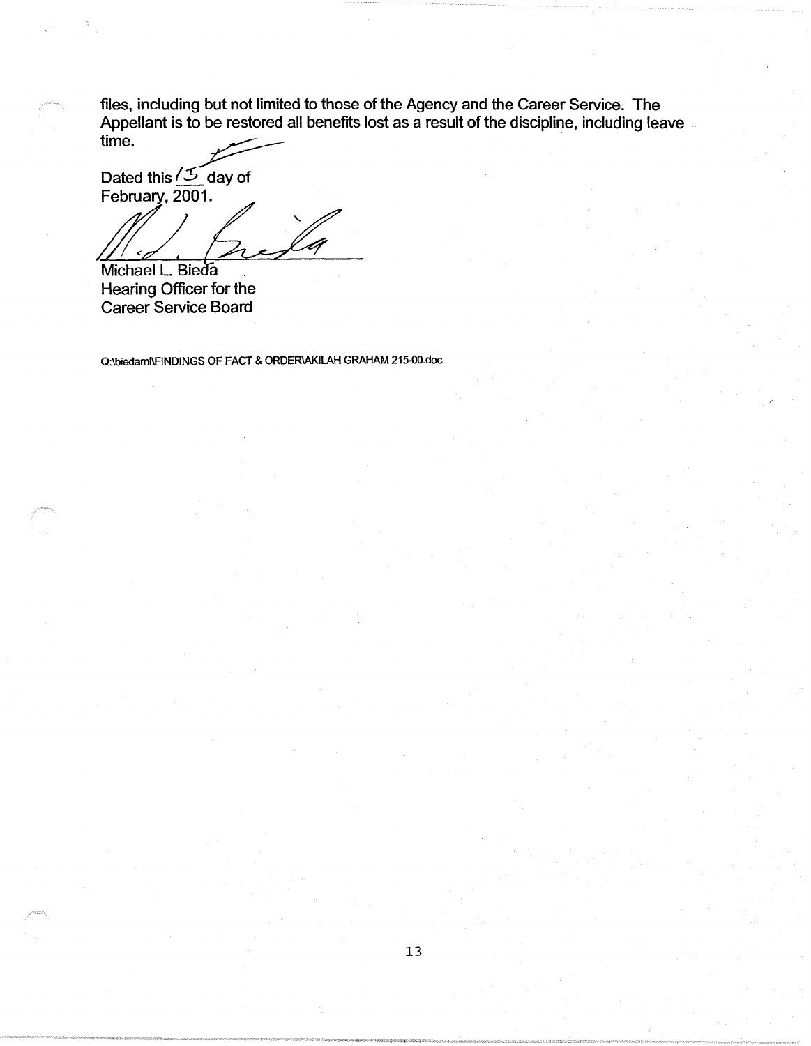files, including but not limited to those of the Agency and the Career Service. The Appellant is to be restored all benefits lost as a result of the discipline, including leave time.

Dated this 15 day of
February, 2001.

Michael L. Bieda
Hearing Officer for the
Career Service Board

Q:\biedaml\FINDINGS OF FACT & ORDER\AKILAH GRAHAM 215-00.doc